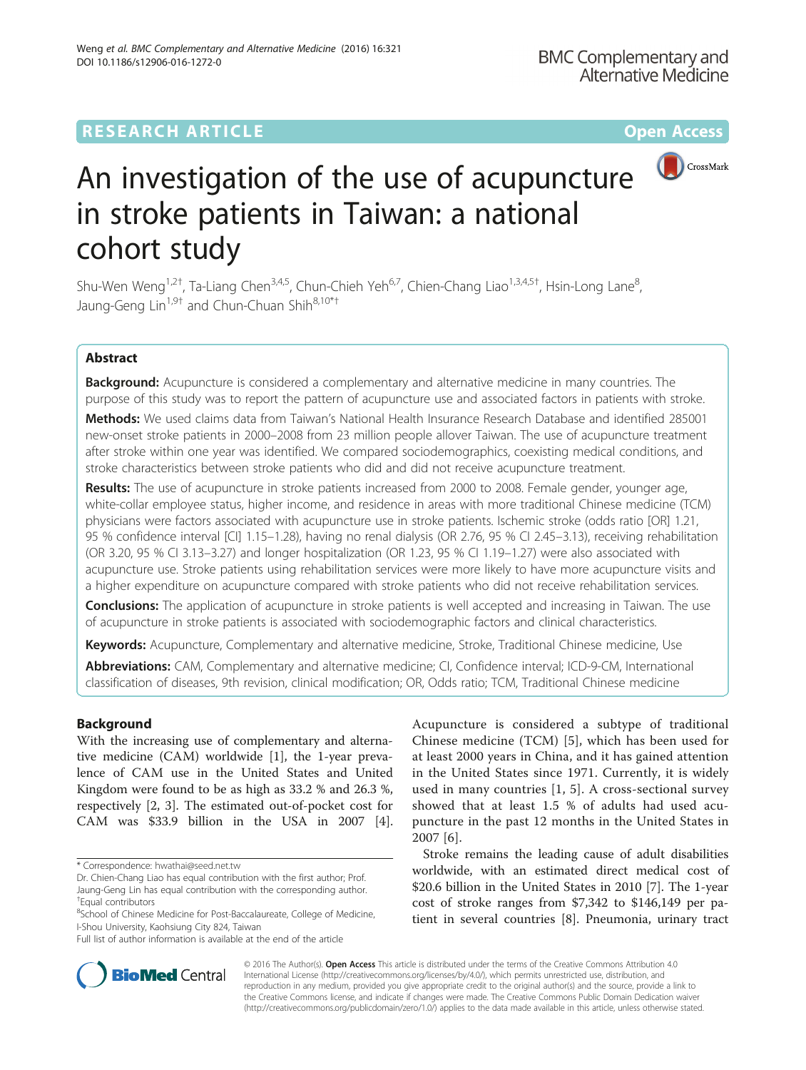RESEARCH ARTICLE

Open Access

# An investigation of the use of acupuncture in stroke patients in Taiwan: a national cohort study

Shu-Wen Weng[1,2†], Ta-Liang Chen[3,4,5], Chun-Chieh Yeh[6,7], Chien-Chang Liao[1,3,4,5†], Hsin-Long Lane[8], Jaung-Geng Lin[1,9†] and Chun-Chuan Shih[8,10*†]

## Abstract

**Background:** Acupuncture is considered a complementary and alternative medicine in many countries. The purpose of this study was to report the pattern of acupuncture use and associated factors in patients with stroke.

**Methods:** We used claims data from Taiwan's National Health Insurance Research Database and identified 285001 new-onset stroke patients in 2000–2008 from 23 million people allover Taiwan. The use of acupuncture treatment after stroke within one year was identified. We compared sociodemographics, coexisting medical conditions, and stroke characteristics between stroke patients who did and did not receive acupuncture treatment.

**Results:** The use of acupuncture in stroke patients increased from 2000 to 2008. Female gender, younger age, white-collar employee status, higher income, and residence in areas with more traditional Chinese medicine (TCM) physicians were factors associated with acupuncture use in stroke patients. Ischemic stroke (odds ratio [OR] 1.21, 95 % confidence interval [CI] 1.15–1.28), having no renal dialysis (OR 2.76, 95 % CI 2.45–3.13), receiving rehabilitation (OR 3.20, 95 % CI 3.13–3.27) and longer hospitalization (OR 1.23, 95 % CI 1.19–1.27) were also associated with acupuncture use. Stroke patients using rehabilitation services were more likely to have more acupuncture visits and a higher expenditure on acupuncture compared with stroke patients who did not receive rehabilitation services.

**Conclusions:** The application of acupuncture in stroke patients is well accepted and increasing in Taiwan. The use of acupuncture in stroke patients is associated with sociodemographic factors and clinical characteristics.

**Keywords:** Acupuncture, Complementary and alternative medicine, Stroke, Traditional Chinese medicine, Use

**Abbreviations:** CAM, Complementary and alternative medicine; CI, Confidence interval; ICD-9-CM, International classification of diseases, 9th revision, clinical modification; OR, Odds ratio; TCM, Traditional Chinese medicine

## Background

With the increasing use of complementary and alternative medicine (CAM) worldwide [1], the 1-year prevalence of CAM use in the United States and United Kingdom were found to be as high as 33.2 % and 26.3 %, respectively [2, 3]. The estimated out-of-pocket cost for CAM was $33.9 billion in the USA in 2007 [4]. Acupuncture is considered a subtype of traditional Chinese medicine (TCM) [5], which has been used for at least 2000 years in China, and it has gained attention in the United States since 1971. Currently, it is widely used in many countries [1, 5]. A cross-sectional survey showed that at least 1.5 % of adults had used acupuncture in the past 12 months in the United States in 2007 [6].

Stroke remains the leading cause of adult disabilities worldwide, with an estimated direct medical cost of $20.6 billion in the United States in 2010 [7]. The 1-year cost of stroke ranges from $7,342 to $146,149 per patient in several countries [8]. Pneumonia, urinary tract

\* Correspondence: hwathai@seed.net.tw

Dr. Chien-Chang Liao has equal contribution with the first author; Prof. Jaung-Geng Lin has equal contribution with the corresponding author.

†Equal contributors

[8]School of Chinese Medicine for Post-Baccalaureate, College of Medicine, I-Shou University, Kaohsiung City 824, Taiwan

Full list of author information is available at the end of the article

© 2016 The Author(s). **Open Access** This article is distributed under the terms of the Creative Commons Attribution 4.0 International License (http://creativecommons.org/licenses/by/4.0/), which permits unrestricted use, distribution, and reproduction in any medium, provided you give appropriate credit to the original author(s) and the source, provide a link to the Creative Commons license, and indicate if changes were made. The Creative Commons Public Domain Dedication waiver (http://creativecommons.org/publicdomain/zero/1.0/) applies to the data made available in this article, unless otherwise stated.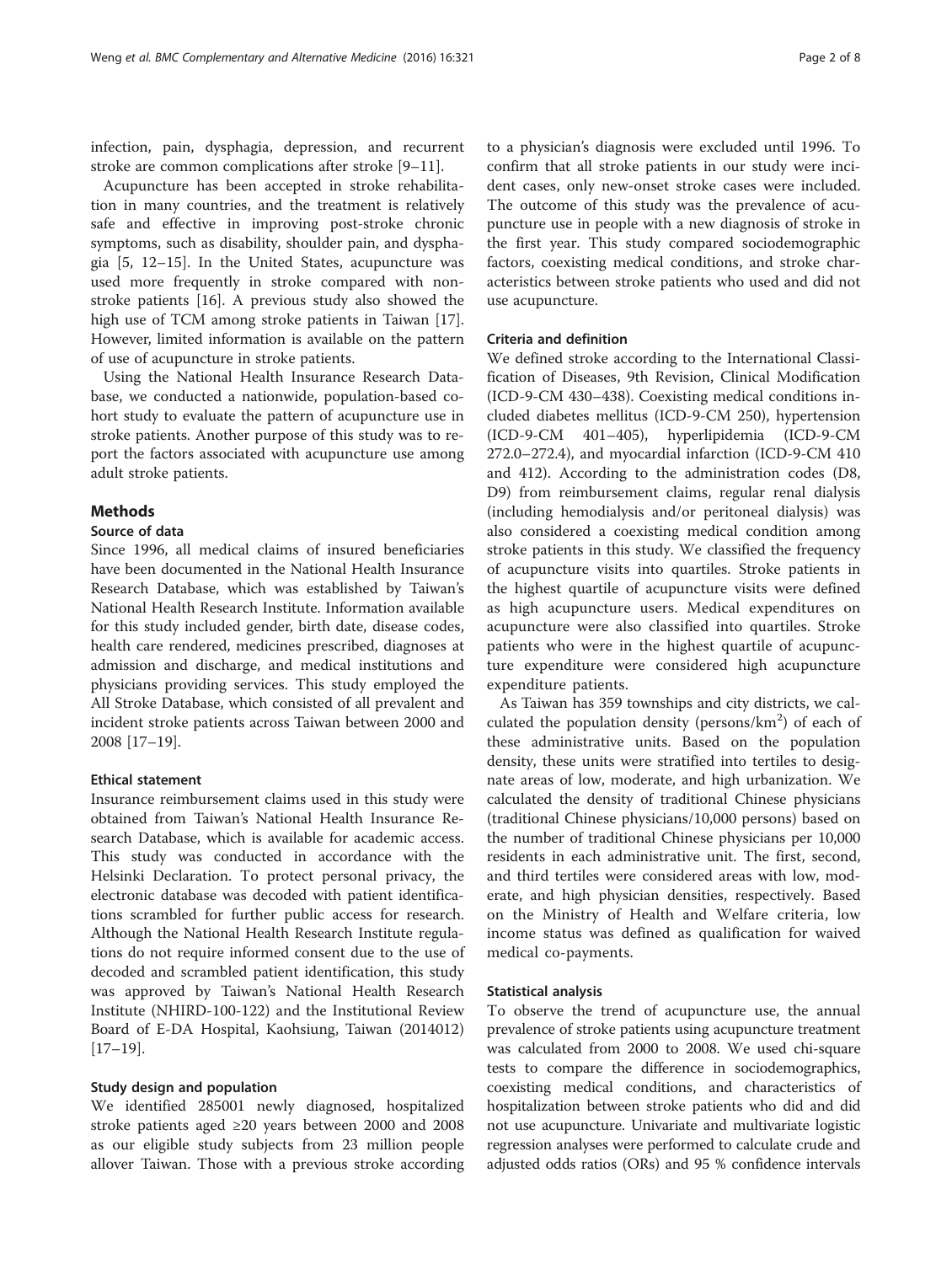infection, pain, dysphagia, depression, and recurrent stroke are common complications after stroke [9–11].

Acupuncture has been accepted in stroke rehabilitation in many countries, and the treatment is relatively safe and effective in improving post-stroke chronic symptoms, such as disability, shoulder pain, and dysphagia [5, 12–15]. In the United States, acupuncture was used more frequently in stroke compared with non-stroke patients [16]. A previous study also showed the high use of TCM among stroke patients in Taiwan [17]. However, limited information is available on the pattern of use of acupuncture in stroke patients.

Using the National Health Insurance Research Database, we conducted a nationwide, population-based cohort study to evaluate the pattern of acupuncture use in stroke patients. Another purpose of this study was to report the factors associated with acupuncture use among adult stroke patients.

## Methods

### Source of data

Since 1996, all medical claims of insured beneficiaries have been documented in the National Health Insurance Research Database, which was established by Taiwan's National Health Research Institute. Information available for this study included gender, birth date, disease codes, health care rendered, medicines prescribed, diagnoses at admission and discharge, and medical institutions and physicians providing services. This study employed the All Stroke Database, which consisted of all prevalent and incident stroke patients across Taiwan between 2000 and 2008 [17–19].

### Ethical statement

Insurance reimbursement claims used in this study were obtained from Taiwan's National Health Insurance Research Database, which is available for academic access. This study was conducted in accordance with the Helsinki Declaration. To protect personal privacy, the electronic database was decoded with patient identifications scrambled for further public access for research. Although the National Health Research Institute regulations do not require informed consent due to the use of decoded and scrambled patient identification, this study was approved by Taiwan's National Health Research Institute (NHIRD-100-122) and the Institutional Review Board of E-DA Hospital, Kaohsiung, Taiwan (2014012) [17–19].

### Study design and population

We identified 285001 newly diagnosed, hospitalized stroke patients aged ≥20 years between 2000 and 2008 as our eligible study subjects from 23 million people allover Taiwan. Those with a previous stroke according to a physician's diagnosis were excluded until 1996. To confirm that all stroke patients in our study were incident cases, only new-onset stroke cases were included. The outcome of this study was the prevalence of acupuncture use in people with a new diagnosis of stroke in the first year. This study compared sociodemographic factors, coexisting medical conditions, and stroke characteristics between stroke patients who used and did not use acupuncture.

### Criteria and definition

We defined stroke according to the International Classification of Diseases, 9th Revision, Clinical Modification (ICD-9-CM 430–438). Coexisting medical conditions included diabetes mellitus (ICD-9-CM 250), hypertension (ICD-9-CM 401–405), hyperlipidemia (ICD-9-CM 272.0–272.4), and myocardial infarction (ICD-9-CM 410 and 412). According to the administration codes (D8, D9) from reimbursement claims, regular renal dialysis (including hemodialysis and/or peritoneal dialysis) was also considered a coexisting medical condition among stroke patients in this study. We classified the frequency of acupuncture visits into quartiles. Stroke patients in the highest quartile of acupuncture visits were defined as high acupuncture users. Medical expenditures on acupuncture were also classified into quartiles. Stroke patients who were in the highest quartile of acupuncture expenditure were considered high acupuncture expenditure patients.

As Taiwan has 359 townships and city districts, we calculated the population density (persons/km$^2$) of each of these administrative units. Based on the population density, these units were stratified into tertiles to designate areas of low, moderate, and high urbanization. We calculated the density of traditional Chinese physicians (traditional Chinese physicians/10,000 persons) based on the number of traditional Chinese physicians per 10,000 residents in each administrative unit. The first, second, and third tertiles were considered areas with low, moderate, and high physician densities, respectively. Based on the Ministry of Health and Welfare criteria, low income status was defined as qualification for waived medical co-payments.

### Statistical analysis

To observe the trend of acupuncture use, the annual prevalence of stroke patients using acupuncture treatment was calculated from 2000 to 2008. We used chi-square tests to compare the difference in sociodemographics, coexisting medical conditions, and characteristics of hospitalization between stroke patients who did and did not use acupuncture. Univariate and multivariate logistic regression analyses were performed to calculate crude and adjusted odds ratios (ORs) and 95 % confidence intervals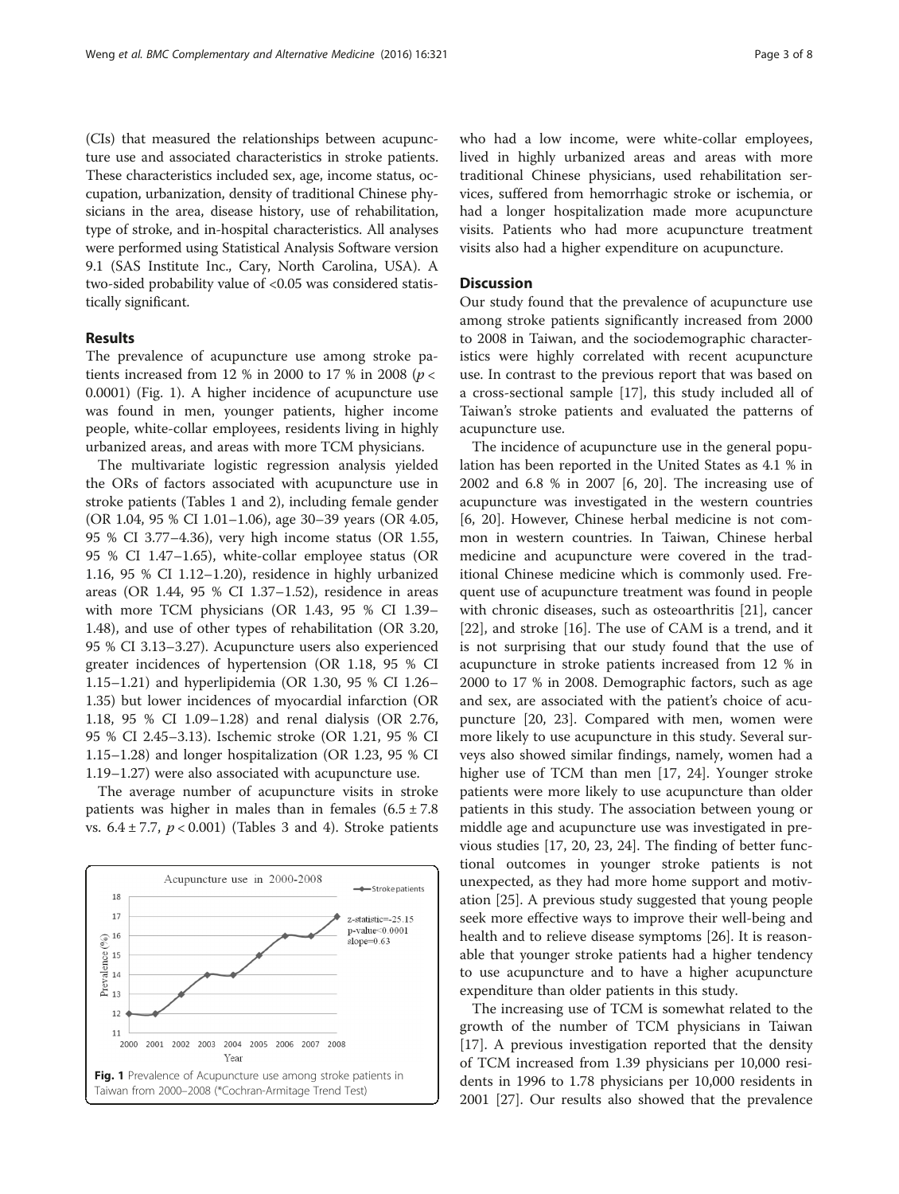(CIs) that measured the relationships between acupuncture use and associated characteristics in stroke patients. These characteristics included sex, age, income status, occupation, urbanization, density of traditional Chinese physicians in the area, disease history, use of rehabilitation, type of stroke, and in-hospital characteristics. All analyses were performed using Statistical Analysis Software version 9.1 (SAS Institute Inc., Cary, North Carolina, USA). A two-sided probability value of <0.05 was considered statistically significant.

## Results

The prevalence of acupuncture use among stroke patients increased from 12 % in 2000 to 17 % in 2008 ($p < 0.0001$) (Fig. 1). A higher incidence of acupuncture use was found in men, younger patients, higher income people, white-collar employees, residents living in highly urbanized areas, and areas with more TCM physicians.

The multivariate logistic regression analysis yielded the ORs of factors associated with acupuncture use in stroke patients (Tables 1 and 2), including female gender (OR 1.04, 95 % CI 1.01–1.06), age 30–39 years (OR 4.05, 95 % CI 3.77–4.36), very high income status (OR 1.55, 95 % CI 1.47–1.65), white-collar employee status (OR 1.16, 95 % CI 1.12–1.20), residence in highly urbanized areas (OR 1.44, 95 % CI 1.37–1.52), residence in areas with more TCM physicians (OR 1.43, 95 % CI 1.39–1.48), and use of other types of rehabilitation (OR 3.20, 95 % CI 3.13–3.27). Acupuncture users also experienced greater incidences of hypertension (OR 1.18, 95 % CI 1.15–1.21) and hyperlipidemia (OR 1.30, 95 % CI 1.26–1.35) but lower incidences of myocardial infarction (OR 1.18, 95 % CI 1.09–1.28) and renal dialysis (OR 2.76, 95 % CI 2.45–3.13). Ischemic stroke (OR 1.21, 95 % CI 1.15–1.28) and longer hospitalization (OR 1.23, 95 % CI 1.19–1.27) were also associated with acupuncture use.

The average number of acupuncture visits in stroke patients was higher in males than in females ($6.5 \pm 7.8$ vs. $6.4 \pm 7.7$, $p < 0.001$) (Tables 3 and 4). Stroke patients who had a low income, were white-collar employees, lived in highly urbanized areas and areas with more traditional Chinese physicians, used rehabilitation services, suffered from hemorrhagic stroke or ischemia, or had a longer hospitalization made more acupuncture visits. Patients who had more acupuncture treatment visits also had a higher expenditure on acupuncture.

Fig. 1 Prevalence of Acupuncture use among stroke patients in Taiwan from 2000–2008 (*Cochran-Armitage Trend Test)

## Discussion

Our study found that the prevalence of acupuncture use among stroke patients significantly increased from 2000 to 2008 in Taiwan, and the sociodemographic characteristics were highly correlated with recent acupuncture use. In contrast to the previous report that was based on a cross-sectional sample [17], this study included all of Taiwan's stroke patients and evaluated the patterns of acupuncture use.

The incidence of acupuncture use in the general population has been reported in the United States as 4.1 % in 2002 and 6.8 % in 2007 [6, 20]. The increasing use of acupuncture was investigated in the western countries [6, 20]. However, Chinese herbal medicine is not common in western countries. In Taiwan, Chinese herbal medicine and acupuncture were covered in the traditional Chinese medicine which is commonly used. Frequent use of acupuncture treatment was found in people with chronic diseases, such as osteoarthritis [21], cancer [22], and stroke [16]. The use of CAM is a trend, and it is not surprising that our study found that the use of acupuncture in stroke patients increased from 12 % in 2000 to 17 % in 2008. Demographic factors, such as age and sex, are associated with the patient's choice of acupuncture [20, 23]. Compared with men, women were more likely to use acupuncture in this study. Several surveys also showed similar findings, namely, women had a higher use of TCM than men [17, 24]. Younger stroke patients were more likely to use acupuncture than older patients in this study. The association between young or middle age and acupuncture use was investigated in previous studies [17, 20, 23, 24]. The finding of better functional outcomes in younger stroke patients is not unexpected, as they had more home support and motivation [25]. A previous study suggested that young people seek more effective ways to improve their well-being and health and to relieve disease symptoms [26]. It is reasonable that younger stroke patients had a higher tendency to use acupuncture and to have a higher acupuncture expenditure than older patients in this study.

The increasing use of TCM is somewhat related to the growth of the number of TCM physicians in Taiwan [17]. A previous investigation reported that the density of TCM increased from 1.39 physicians per 10,000 residents in 1996 to 1.78 physicians per 10,000 residents in 2001 [27]. Our results also showed that the prevalence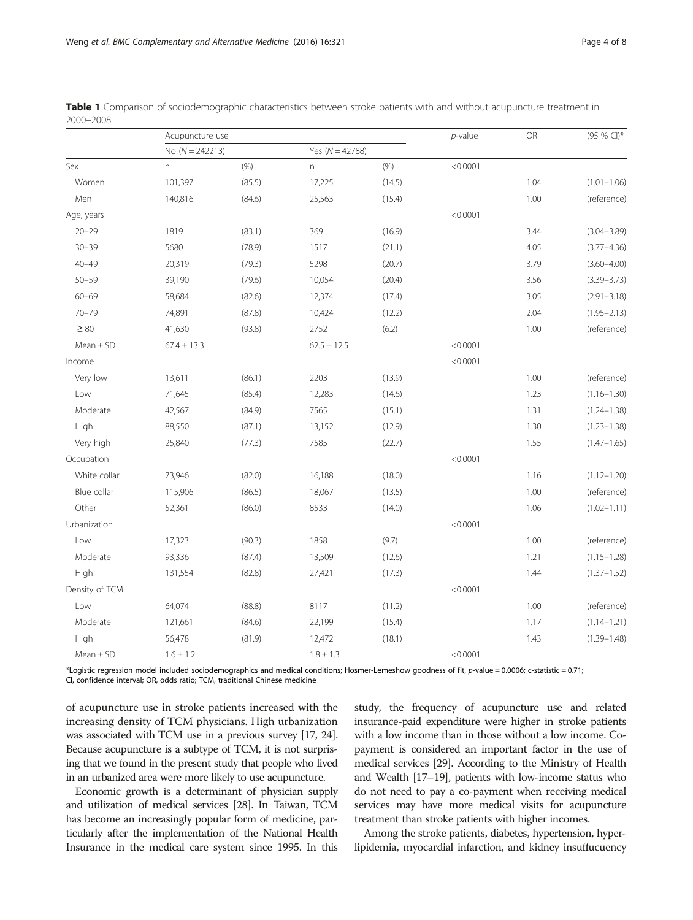**Table 1** Comparison of sociodemographic characteristics between stroke patients with and without acupuncture treatment in 2000–2008

| | Acupuncture use | | | | *p*-value | OR | (95 % CI)* |
|---|---|---|---|---|---|---|---|
| | No (*N* = 242213) | | Yes (*N* = 42788) | | | | |
| Sex | n | (%) | n | (%) | <0.0001 | | |
| Women | 101,397 | (85.5) | 17,225 | (14.5) | | 1.04 | (1.01–1.06) |
| Men | 140,816 | (84.6) | 25,563 | (15.4) | | 1.00 | (reference) |
| Age, years | | | | | <0.0001 | | |
| 20–29 | 1819 | (83.1) | 369 | (16.9) | | 3.44 | (3.04–3.89) |
| 30–39 | 5680 | (78.9) | 1517 | (21.1) | | 4.05 | (3.77–4.36) |
| 40–49 | 20,319 | (79.3) | 5298 | (20.7) | | 3.79 | (3.60–4.00) |
| 50–59 | 39,190 | (79.6) | 10,054 | (20.4) | | 3.56 | (3.39–3.73) |
| 60–69 | 58,684 | (82.6) | 12,374 | (17.4) | | 3.05 | (2.91–3.18) |
| 70–79 | 74,891 | (87.8) | 10,424 | (12.2) | | 2.04 | (1.95–2.13) |
| ≥ 80 | 41,630 | (93.8) | 2752 | (6.2) | | 1.00 | (reference) |
| Mean ± SD | 67.4 ± 13.3 | | 62.5 ± 12.5 | | <0.0001 | | |
| Income | | | | | <0.0001 | | |
| Very low | 13,611 | (86.1) | 2203 | (13.9) | | 1.00 | (reference) |
| Low | 71,645 | (85.4) | 12,283 | (14.6) | | 1.23 | (1.16–1.30) |
| Moderate | 42,567 | (84.9) | 7565 | (15.1) | | 1.31 | (1.24–1.38) |
| High | 88,550 | (87.1) | 13,152 | (12.9) | | 1.30 | (1.23–1.38) |
| Very high | 25,840 | (77.3) | 7585 | (22.7) | | 1.55 | (1.47–1.65) |
| Occupation | | | | | <0.0001 | | |
| White collar | 73,946 | (82.0) | 16,188 | (18.0) | | 1.16 | (1.12–1.20) |
| Blue collar | 115,906 | (86.5) | 18,067 | (13.5) | | 1.00 | (reference) |
| Other | 52,361 | (86.0) | 8533 | (14.0) | | 1.06 | (1.02–1.11) |
| Urbanization | | | | | <0.0001 | | |
| Low | 17,323 | (90.3) | 1858 | (9.7) | | 1.00 | (reference) |
| Moderate | 93,336 | (87.4) | 13,509 | (12.6) | | 1.21 | (1.15–1.28) |
| High | 131,554 | (82.8) | 27,421 | (17.3) | | 1.44 | (1.37–1.52) |
| Density of TCM | | | | | <0.0001 | | |
| Low | 64,074 | (88.8) | 8117 | (11.2) | | 1.00 | (reference) |
| Moderate | 121,661 | (84.6) | 22,199 | (15.4) | | 1.17 | (1.14–1.21) |
| High | 56,478 | (81.9) | 12,472 | (18.1) | | 1.43 | (1.39–1.48) |
| Mean ± SD | 1.6 ± 1.2 | | 1.8 ± 1.3 | | <0.0001 | | |

*Logistic regression model included sociodemographics and medical conditions; Hosmer-Lemeshow goodness of fit, *p*-value = 0.0006; c-statistic = 0.71;
CI, confidence interval; OR, odds ratio; TCM, traditional Chinese medicine

of acupuncture use in stroke patients increased with the increasing density of TCM physicians. High urbanization was associated with TCM use in a previous survey [17, 24]. Because acupuncture is a subtype of TCM, it is not surprising that we found in the present study that people who lived in an urbanized area were more likely to use acupuncture.

Economic growth is a determinant of physician supply and utilization of medical services [28]. In Taiwan, TCM has become an increasingly popular form of medicine, particularly after the implementation of the National Health Insurance in the medical care system since 1995. In this study, the frequency of acupuncture use and related insurance-paid expenditure were higher in stroke patients with a low income than in those without a low income. Co-payment is considered an important factor in the use of medical services [29]. According to the Ministry of Health and Wealth [17–19], patients with low-income status who do not need to pay a co-payment when receiving medical services may have more medical visits for acupuncture treatment than stroke patients with higher incomes.

Among the stroke patients, diabetes, hypertension, hyperlipidemia, myocardial infarction, and kidney insuffucuency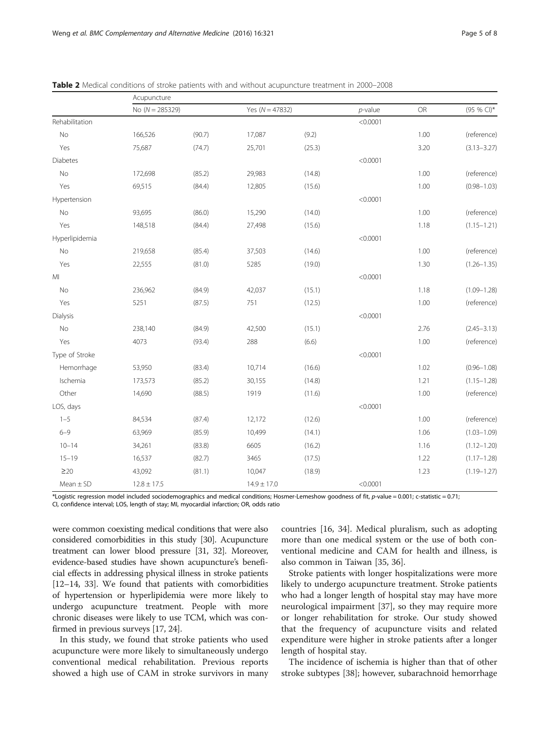**Table 2** Medical conditions of stroke patients with and without acupuncture treatment in 2000–2008

| | Acupuncture | | | | | | |
|---|---|---|---|---|---|---|---|
| | No (*N* = 285329) | | Yes (*N* = 47832) | | *p*-value | OR | (95 % CI)* |
| Rehabilitation | | | | | <0.0001 | | |
| No | 166,526 | (90.7) | 17,087 | (9.2) | | 1.00 | (reference) |
| Yes | 75,687 | (74.7) | 25,701 | (25.3) | | 3.20 | (3.13–3.27) |
| Diabetes | | | | | <0.0001 | | |
| No | 172,698 | (85.2) | 29,983 | (14.8) | | 1.00 | (reference) |
| Yes | 69,515 | (84.4) | 12,805 | (15.6) | | 1.00 | (0.98–1.03) |
| Hypertension | | | | | <0.0001 | | |
| No | 93,695 | (86.0) | 15,290 | (14.0) | | 1.00 | (reference) |
| Yes | 148,518 | (84.4) | 27,498 | (15.6) | | 1.18 | (1.15–1.21) |
| Hyperlipidemia | | | | | <0.0001 | | |
| No | 219,658 | (85.4) | 37,503 | (14.6) | | 1.00 | (reference) |
| Yes | 22,555 | (81.0) | 5285 | (19.0) | | 1.30 | (1.26–1.35) |
| MI | | | | | <0.0001 | | |
| No | 236,962 | (84.9) | 42,037 | (15.1) | | 1.18 | (1.09–1.28) |
| Yes | 5251 | (87.5) | 751 | (12.5) | | 1.00 | (reference) |
| Dialysis | | | | | <0.0001 | | |
| No | 238,140 | (84.9) | 42,500 | (15.1) | | 2.76 | (2.45–3.13) |
| Yes | 4073 | (93.4) | 288 | (6.6) | | 1.00 | (reference) |
| Type of Stroke | | | | | <0.0001 | | |
| Hemorrhage | 53,950 | (83.4) | 10,714 | (16.6) | | 1.02 | (0.96–1.08) |
| Ischemia | 173,573 | (85.2) | 30,155 | (14.8) | | 1.21 | (1.15–1.28) |
| Other | 14,690 | (88.5) | 1919 | (11.6) | | 1.00 | (reference) |
| LOS, days | | | | | <0.0001 | | |
| 1–5 | 84,534 | (87.4) | 12,172 | (12.6) | | 1.00 | (reference) |
| 6–9 | 63,969 | (85.9) | 10,499 | (14.1) | | 1.06 | (1.03–1.09) |
| 10–14 | 34,261 | (83.8) | 6605 | (16.2) | | 1.16 | (1.12–1.20) |
| 15–19 | 16,537 | (82.7) | 3465 | (17.5) | | 1.22 | (1.17–1.28) |
| ≥20 | 43,092 | (81.1) | 10,047 | (18.9) | | 1.23 | (1.19–1.27) |
| Mean ± SD | 12.8 ± 17.5 | | 14.9 ± 17.0 | | <0.0001 | | |

*Logistic regression model included sociodemographics and medical conditions; Hosmer-Lemeshow goodness of fit, *p*-value = 0.001; c-statistic = 0.71;
CI, confidence interval; LOS, length of stay; MI, myocardial infarction; OR, odds ratio

were common coexisting medical conditions that were also considered comorbidities in this study [30]. Acupuncture treatment can lower blood pressure [31, 32]. Moreover, evidence-based studies have shown acupuncture's beneficial effects in addressing physical illness in stroke patients [12–14, 33]. We found that patients with comorbidities of hypertension or hyperlipidemia were more likely to undergo acupuncture treatment. People with more chronic diseases were likely to use TCM, which was confirmed in previous surveys [17, 24].

In this study, we found that stroke patients who used acupuncture were more likely to simultaneously undergo conventional medical rehabilitation. Previous reports showed a high use of CAM in stroke survivors in many countries [16, 34]. Medical pluralism, such as adopting more than one medical system or the use of both conventional medicine and CAM for health and illness, is also common in Taiwan [35, 36].

Stroke patients with longer hospitalizations were more likely to undergo acupuncture treatment. Stroke patients who had a longer length of hospital stay may have more neurological impairment [37], so they may require more or longer rehabilitation for stroke. Our study showed that the frequency of acupuncture visits and related expenditure were higher in stroke patients after a longer length of hospital stay.

The incidence of ischemia is higher than that of other stroke subtypes [38]; however, subarachnoid hemorrhage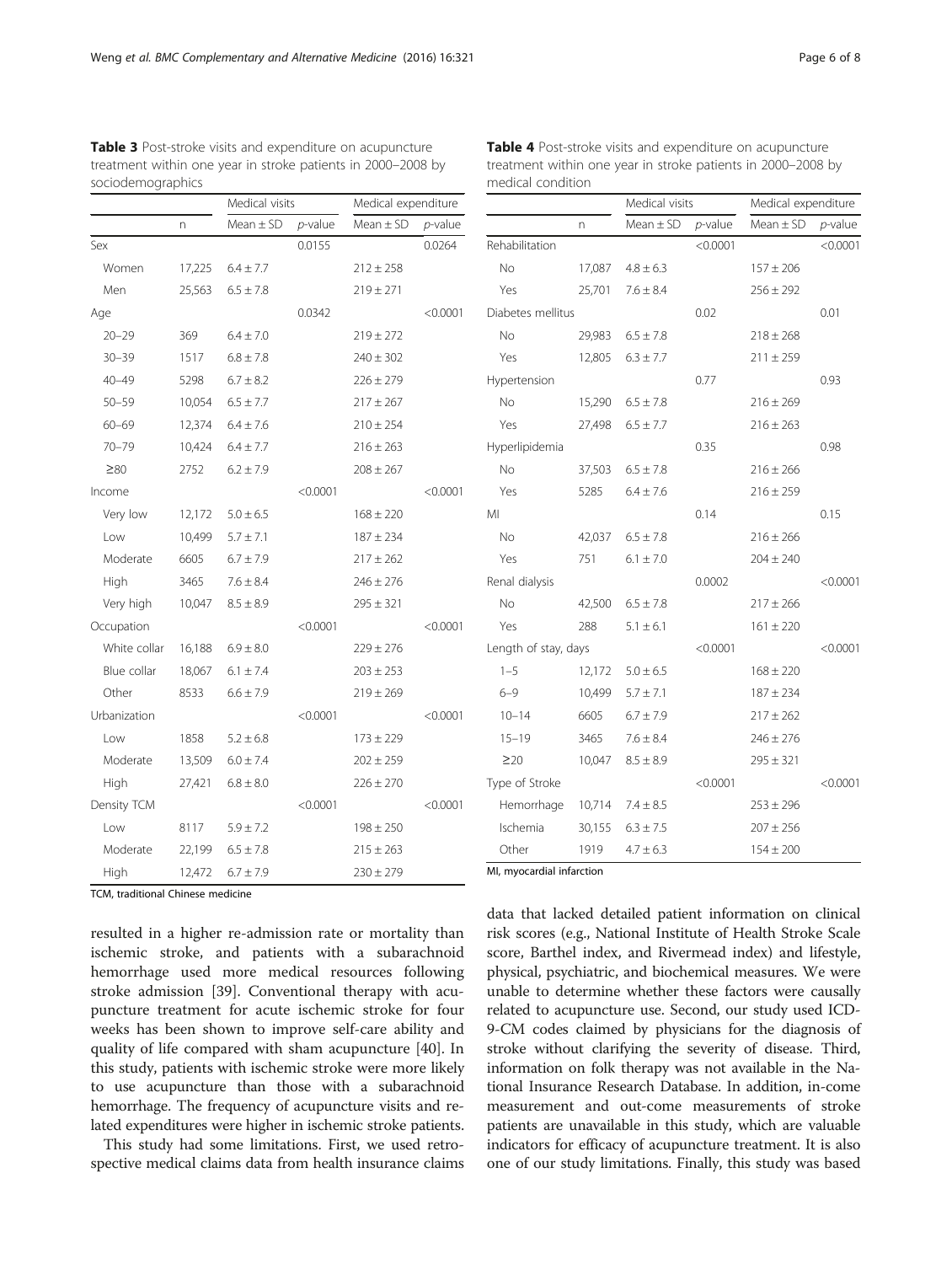**Table 3** Post-stroke visits and expenditure on acupuncture treatment within one year in stroke patients in 2000–2008 by sociodemographics

| | | Medical visits | | Medical expenditure | |
|---|---|---|---|---|---|
| | n | Mean ± SD | *p*-value | Mean ± SD | *p*-value |
| Sex | | | 0.0155 | | 0.0264 |
| Women | 17,225 | 6.4 ± 7.7 | | 212 ± 258 | |
| Men | 25,563 | 6.5 ± 7.8 | | 219 ± 271 | |
| Age | | | 0.0342 | | <0.0001 |
| 20–29 | 369 | 6.4 ± 7.0 | | 219 ± 272 | |
| 30–39 | 1517 | 6.8 ± 7.8 | | 240 ± 302 | |
| 40–49 | 5298 | 6.7 ± 8.2 | | 226 ± 279 | |
| 50–59 | 10,054 | 6.5 ± 7.7 | | 217 ± 267 | |
| 60–69 | 12,374 | 6.4 ± 7.6 | | 210 ± 254 | |
| 70–79 | 10,424 | 6.4 ± 7.7 | | 216 ± 263 | |
| ≥80 | 2752 | 6.2 ± 7.9 | | 208 ± 267 | |
| Income | | | <0.0001 | | <0.0001 |
| Very low | 12,172 | 5.0 ± 6.5 | | 168 ± 220 | |
| Low | 10,499 | 5.7 ± 7.1 | | 187 ± 234 | |
| Moderate | 6605 | 6.7 ± 7.9 | | 217 ± 262 | |
| High | 3465 | 7.6 ± 8.4 | | 246 ± 276 | |
| Very high | 10,047 | 8.5 ± 8.9 | | 295 ± 321 | |
| Occupation | | | <0.0001 | | <0.0001 |
| White collar | 16,188 | 6.9 ± 8.0 | | 229 ± 276 | |
| Blue collar | 18,067 | 6.1 ± 7.4 | | 203 ± 253 | |
| Other | 8533 | 6.6 ± 7.9 | | 219 ± 269 | |
| Urbanization | | | <0.0001 | | <0.0001 |
| Low | 1858 | 5.2 ± 6.8 | | 173 ± 229 | |
| Moderate | 13,509 | 6.0 ± 7.4 | | 202 ± 259 | |
| High | 27,421 | 6.8 ± 8.0 | | 226 ± 270 | |
| Density TCM | | | <0.0001 | | <0.0001 |
| Low | 8117 | 5.9 ± 7.2 | | 198 ± 250 | |
| Moderate | 22,199 | 6.5 ± 7.8 | | 215 ± 263 | |
| High | 12,472 | 6.7 ± 7.9 | | 230 ± 279 | |

TCM, traditional Chinese medicine

**Table 4** Post-stroke visits and expenditure on acupuncture treatment within one year in stroke patients in 2000–2008 by medical condition

| | | Medical visits | | Medical expenditure | |
|---|---|---|---|---|---|
| | n | Mean ± SD | *p*-value | Mean ± SD | *p*-value |
| Rehabilitation | | | <0.0001 | | <0.0001 |
| No | 17,087 | 4.8 ± 6.3 | | 157 ± 206 | |
| Yes | 25,701 | 7.6 ± 8.4 | | 256 ± 292 | |
| Diabetes mellitus | | | 0.02 | | 0.01 |
| No | 29,983 | 6.5 ± 7.8 | | 218 ± 268 | |
| Yes | 12,805 | 6.3 ± 7.7 | | 211 ± 259 | |
| Hypertension | | | 0.77 | | 0.93 |
| No | 15,290 | 6.5 ± 7.8 | | 216 ± 269 | |
| Yes | 27,498 | 6.5 ± 7.7 | | 216 ± 263 | |
| Hyperlipidemia | | | 0.35 | | 0.98 |
| No | 37,503 | 6.5 ± 7.8 | | 216 ± 266 | |
| Yes | 5285 | 6.4 ± 7.6 | | 216 ± 259 | |
| MI | | | 0.14 | | 0.15 |
| No | 42,037 | 6.5 ± 7.8 | | 216 ± 266 | |
| Yes | 751 | 6.1 ± 7.0 | | 204 ± 240 | |
| Renal dialysis | | | 0.0002 | | <0.0001 |
| No | 42,500 | 6.5 ± 7.8 | | 217 ± 266 | |
| Yes | 288 | 5.1 ± 6.1 | | 161 ± 220 | |
| Length of stay, days | | | <0.0001 | | <0.0001 |
| 1–5 | 12,172 | 5.0 ± 6.5 | | 168 ± 220 | |
| 6–9 | 10,499 | 5.7 ± 7.1 | | 187 ± 234 | |
| 10–14 | 6605 | 6.7 ± 7.9 | | 217 ± 262 | |
| 15–19 | 3465 | 7.6 ± 8.4 | | 246 ± 276 | |
| ≥20 | 10,047 | 8.5 ± 8.9 | | 295 ± 321 | |
| Type of Stroke | | | <0.0001 | | <0.0001 |
| Hemorrhage | 10,714 | 7.4 ± 8.5 | | 253 ± 296 | |
| Ischemia | 30,155 | 6.3 ± 7.5 | | 207 ± 256 | |
| Other | 1919 | 4.7 ± 6.3 | | 154 ± 200 | |

MI, myocardial infarction

resulted in a higher re-admission rate or mortality than ischemic stroke, and patients with a subarachnoid hemorrhage used more medical resources following stroke admission [39]. Conventional therapy with acupuncture treatment for acute ischemic stroke for four weeks has been shown to improve self-care ability and quality of life compared with sham acupuncture [40]. In this study, patients with ischemic stroke were more likely to use acupuncture than those with a subarachnoid hemorrhage. The frequency of acupuncture visits and related expenditures were higher in ischemic stroke patients.

This study had some limitations. First, we used retrospective medical claims data from health insurance claims data that lacked detailed patient information on clinical risk scores (e.g., National Institute of Health Stroke Scale score, Barthel index, and Rivermead index) and lifestyle, physical, psychiatric, and biochemical measures. We were unable to determine whether these factors were causally related to acupuncture use. Second, our study used ICD-9-CM codes claimed by physicians for the diagnosis of stroke without clarifying the severity of disease. Third, information on folk therapy was not available in the National Insurance Research Database. In addition, in-come measurement and out-come measurements of stroke patients are unavailable in this study, which are valuable indicators for efficacy of acupuncture treatment. It is also one of our study limitations. Finally, this study was based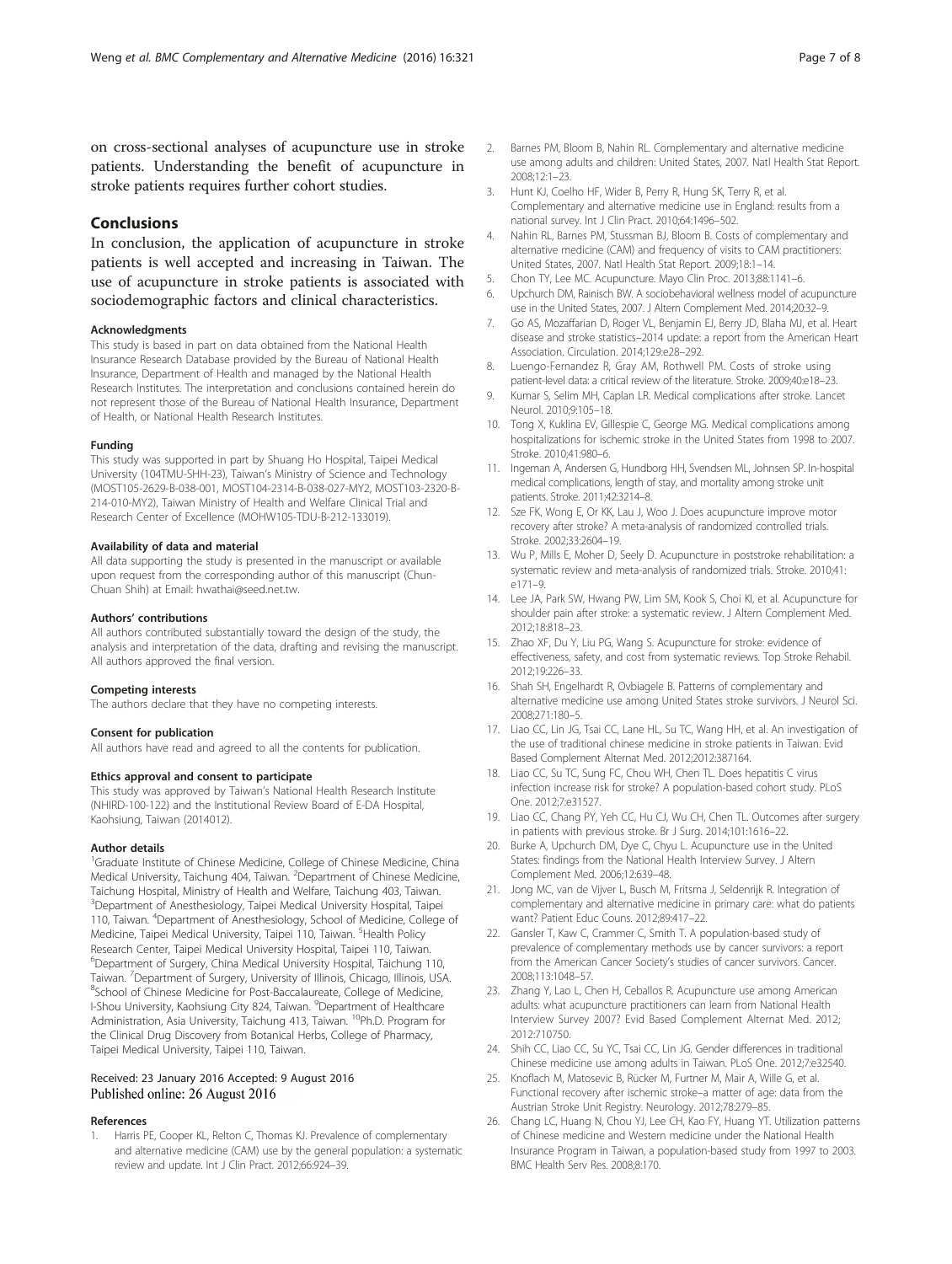on cross-sectional analyses of acupuncture use in stroke patients. Understanding the benefit of acupuncture in stroke patients requires further cohort studies.

## Conclusions

In conclusion, the application of acupuncture in stroke patients is well accepted and increasing in Taiwan. The use of acupuncture in stroke patients is associated with sociodemographic factors and clinical characteristics.

#### Acknowledgments

This study is based in part on data obtained from the National Health Insurance Research Database provided by the Bureau of National Health Insurance, Department of Health and managed by the National Health Research Institutes. The interpretation and conclusions contained herein do not represent those of the Bureau of National Health Insurance, Department of Health, or National Health Research Institutes.

#### Funding

This study was supported in part by Shuang Ho Hospital, Taipei Medical University (104TMU-SHH-23), Taiwan's Ministry of Science and Technology (MOST105-2629-B-038-001, MOST104-2314-B-038-027-MY2, MOST103-2320-B-214-010-MY2), Taiwan Ministry of Health and Welfare Clinical Trial and Research Center of Excellence (MOHW105-TDU-B-212-133019).

#### Availability of data and material

All data supporting the study is presented in the manuscript or available upon request from the corresponding author of this manuscript (Chun-Chuan Shih) at Email: hwathai@seed.net.tw.

#### Authors' contributions

All authors contributed substantially toward the design of the study, the analysis and interpretation of the data, drafting and revising the manuscript. All authors approved the final version.

#### Competing interests

The authors declare that they have no competing interests.

#### Consent for publication

All authors have read and agreed to all the contents for publication.

#### Ethics approval and consent to participate

This study was approved by Taiwan's National Health Research Institute (NHIRD-100-122) and the Institutional Review Board of E-DA Hospital, Kaohsiung, Taiwan (2014012).

#### Author details

[1]Graduate Institute of Chinese Medicine, College of Chinese Medicine, China Medical University, Taichung 404, Taiwan. [2]Department of Chinese Medicine, Taichung Hospital, Ministry of Health and Welfare, Taichung 403, Taiwan. [3]Department of Anesthesiology, Taipei Medical University Hospital, Taipei 110, Taiwan. [4]Department of Anesthesiology, School of Medicine, College of Medicine, Taipei Medical University, Taipei 110, Taiwan. [5]Health Policy Research Center, Taipei Medical University Hospital, Taipei 110, Taiwan. [6]Department of Surgery, China Medical University Hospital, Taichung 110, Taiwan. [7]Department of Surgery, University of Illinois, Chicago, Illinois, USA. [8]School of Chinese Medicine for Post-Baccalaureate, College of Medicine, I-Shou University, Kaohsiung City 824, Taiwan. [9]Department of Healthcare Administration, Asia University, Taichung 413, Taiwan. [10]Ph.D. Program for the Clinical Drug Discovery from Botanical Herbs, College of Pharmacy, Taipei Medical University, Taipei 110, Taiwan.

Received: 23 January 2016 Accepted: 9 August 2016
Published online: 26 August 2016

#### References

1. Harris PE, Cooper KL, Relton C, Thomas KJ. Prevalence of complementary and alternative medicine (CAM) use by the general population: a systematic review and update. Int J Clin Pract. 2012;66:924–39.
2. Barnes PM, Bloom B, Nahin RL. Complementary and alternative medicine use among adults and children: United States, 2007. Natl Health Stat Report. 2008;12:1–23.
3. Hunt KJ, Coelho HF, Wider B, Perry R, Hung SK, Terry R, et al. Complementary and alternative medicine use in England: results from a national survey. Int J Clin Pract. 2010;64:1496–502.
4. Nahin RL, Barnes PM, Stussman BJ, Bloom B. Costs of complementary and alternative medicine (CAM) and frequency of visits to CAM practitioners: United States, 2007. Natl Health Stat Report. 2009;18:1–14.
5. Chon TY, Lee MC. Acupuncture. Mayo Clin Proc. 2013;88:1141–6.
6. Upchurch DM, Rainisch BW. A sociobehavioral wellness model of acupuncture use in the United States, 2007. J Altern Complement Med. 2014;20:32–9.
7. Go AS, Mozaffarian D, Roger VL, Benjamin EJ, Berry JD, Blaha MJ, et al. Heart disease and stroke statistics–2014 update: a report from the American Heart Association. Circulation. 2014;129:e28–292.
8. Luengo-Fernandez R, Gray AM, Rothwell PM. Costs of stroke using patient-level data: a critical review of the literature. Stroke. 2009;40:e18–23.
9. Kumar S, Selim MH, Caplan LR. Medical complications after stroke. Lancet Neurol. 2010;9:105–18.
10. Tong X, Kuklina EV, Gillespie C, George MG. Medical complications among hospitalizations for ischemic stroke in the United States from 1998 to 2007. Stroke. 2010;41:980–6.
11. Ingeman A, Andersen G, Hundborg HH, Svendsen ML, Johnsen SP. In-hospital medical complications, length of stay, and mortality among stroke unit patients. Stroke. 2011;42:3214–8.
12. Sze FK, Wong E, Or KK, Lau J, Woo J. Does acupuncture improve motor recovery after stroke? A meta-analysis of randomized controlled trials. Stroke. 2002;33:2604–19.
13. Wu P, Mills E, Moher D, Seely D. Acupuncture in poststroke rehabilitation: a systematic review and meta-analysis of randomized trials. Stroke. 2010;41:e171–9.
14. Lee JA, Park SW, Hwang PW, Lim SM, Kook S, Choi KI, et al. Acupuncture for shoulder pain after stroke: a systematic review. J Altern Complement Med. 2012;18:818–23.
15. Zhao XF, Du Y, Liu PG, Wang S. Acupuncture for stroke: evidence of effectiveness, safety, and cost from systematic reviews. Top Stroke Rehabil. 2012;19:226–33.
16. Shah SH, Engelhardt R, Ovbiagele B. Patterns of complementary and alternative medicine use among United States stroke survivors. J Neurol Sci. 2008;271:180–5.
17. Liao CC, Lin JG, Tsai CC, Lane HL, Su TC, Wang HH, et al. An investigation of the use of traditional chinese medicine in stroke patients in Taiwan. Evid Based Complement Alternat Med. 2012;2012:387164.
18. Liao CC, Su TC, Sung FC, Chou WH, Chen TL. Does hepatitis C virus infection increase risk for stroke? A population-based cohort study. PLoS One. 2012;7:e31527.
19. Liao CC, Chang PY, Yeh CC, Hu CJ, Wu CH, Chen TL. Outcomes after surgery in patients with previous stroke. Br J Surg. 2014;101:1616–22.
20. Burke A, Upchurch DM, Dye C, Chyu L. Acupuncture use in the United States: findings from the National Health Interview Survey. J Altern Complement Med. 2006;12:639–48.
21. Jong MC, van de Vijver L, Busch M, Fritsma J, Seldenrijk R. Integration of complementary and alternative medicine in primary care: what do patients want? Patient Educ Couns. 2012;89:417–22.
22. Gansler T, Kaw C, Crammer C, Smith T. A population-based study of prevalence of complementary methods use by cancer survivors: a report from the American Cancer Society's studies of cancer survivors. Cancer. 2008;113:1048–57.
23. Zhang Y, Lao L, Chen H, Ceballos R. Acupuncture use among American adults: what acupuncture practitioners can learn from National Health Interview Survey 2007? Evid Based Complement Alternat Med. 2012; 2012:710750.
24. Shih CC, Liao CC, Su YC, Tsai CC, Lin JG. Gender differences in traditional Chinese medicine use among adults in Taiwan. PLoS One. 2012;7:e32540.
25. Knoflach M, Matosevic B, Rücker M, Furtner M, Mair A, Wille G, et al. Functional recovery after ischemic stroke–a matter of age: data from the Austrian Stroke Unit Registry. Neurology. 2012;78:279–85.
26. Chang LC, Huang N, Chou YJ, Lee CH, Kao FY, Huang YT. Utilization patterns of Chinese medicine and Western medicine under the National Health Insurance Program in Taiwan, a population-based study from 1997 to 2003. BMC Health Serv Res. 2008;8:170.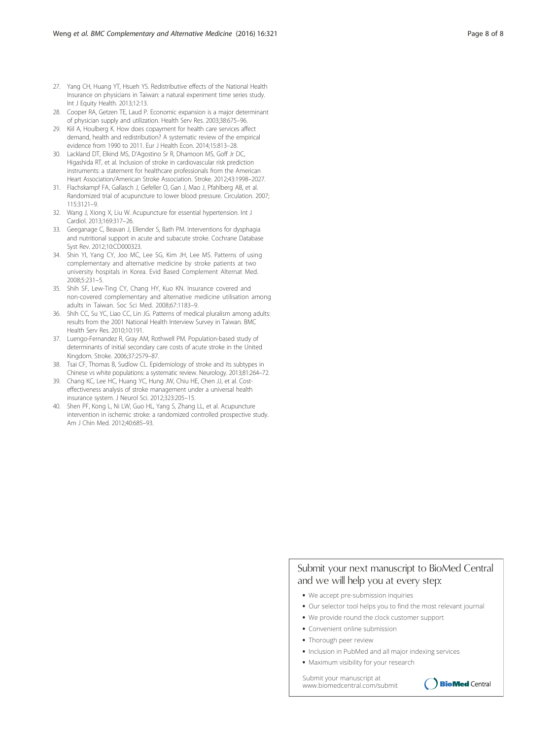27. Yang CH, Huang YT, Hsueh YS. Redistributive effects of the National Health Insurance on physicians in Taiwan: a natural experiment time series study. Int J Equity Health. 2013;12:13.
28. Cooper RA, Getzen TE, Laud P. Economic expansion is a major determinant of physician supply and utilization. Health Serv Res. 2003;38:675–96.
29. Kiil A, Houlberg K. How does copayment for health care services affect demand, health and redistribution? A systematic review of the empirical evidence from 1990 to 2011. Eur J Health Econ. 2014;15:813–28.
30. Lackland DT, Elkind MS, D'Agostino Sr R, Dhamoon MS, Goff Jr DC, Higashida RT, et al. Inclusion of stroke in cardiovascular risk prediction instruments: a statement for healthcare professionals from the American Heart Association/American Stroke Association. Stroke. 2012;43:1998–2027.
31. Flachskampf FA, Gallasch J, Gefeller O, Gan J, Mao J, Pfahlberg AB, et al. Randomized trial of acupuncture to lower blood pressure. Circulation. 2007; 115:3121–9.
32. Wang J, Xiong X, Liu W. Acupuncture for essential hypertension. Int J Cardiol. 2013;169:317–26.
33. Geeganage C, Beavan J, Ellender S, Bath PM. Interventions for dysphagia and nutritional support in acute and subacute stroke. Cochrane Database Syst Rev. 2012;10:CD000323.
34. Shin YI, Yang CY, Joo MC, Lee SG, Kim JH, Lee MS. Patterns of using complementary and alternative medicine by stroke patients at two university hospitals in Korea. Evid Based Complement Alternat Med. 2008;5:231–5.
35. Shih SF, Lew-Ting CY, Chang HY, Kuo KN. Insurance covered and non-covered complementary and alternative medicine utilisation among adults in Taiwan. Soc Sci Med. 2008;67:1183–9.
36. Shih CC, Su YC, Liao CC, Lin JG. Patterns of medical pluralism among adults: results from the 2001 National Health Interview Survey in Taiwan. BMC Health Serv Res. 2010;10:191.
37. Luengo-Fernandez R, Gray AM, Rothwell PM. Population-based study of determinants of initial secondary care costs of acute stroke in the United Kingdom. Stroke. 2006;37:2579–87.
38. Tsai CF, Thomas B, Sudlow CL. Epidemiology of stroke and its subtypes in Chinese vs white populations: a systematic review. Neurology. 2013;81:264–72.
39. Chang KC, Lee HC, Huang YC, Hung JW, Chiu HE, Chen JJ, et al. Cost-effectiveness analysis of stroke management under a universal health insurance system. J Neurol Sci. 2012;323:205–15.
40. Shen PF, Kong L, Ni LW, Guo HL, Yang S, Zhang LL, et al. Acupuncture intervention in ischemic stroke: a randomized controlled prospective study. Am J Chin Med. 2012;40:685–93.

Submit your next manuscript to BioMed Central and we will help you at every step:

- We accept pre-submission inquiries
- Our selector tool helps you to find the most relevant journal
- We provide round the clock customer support
- Convenient online submission
- Thorough peer review
- Inclusion in PubMed and all major indexing services
- Maximum visibility for your research

Submit your manuscript at www.biomedcentral.com/submit

BioMed Central